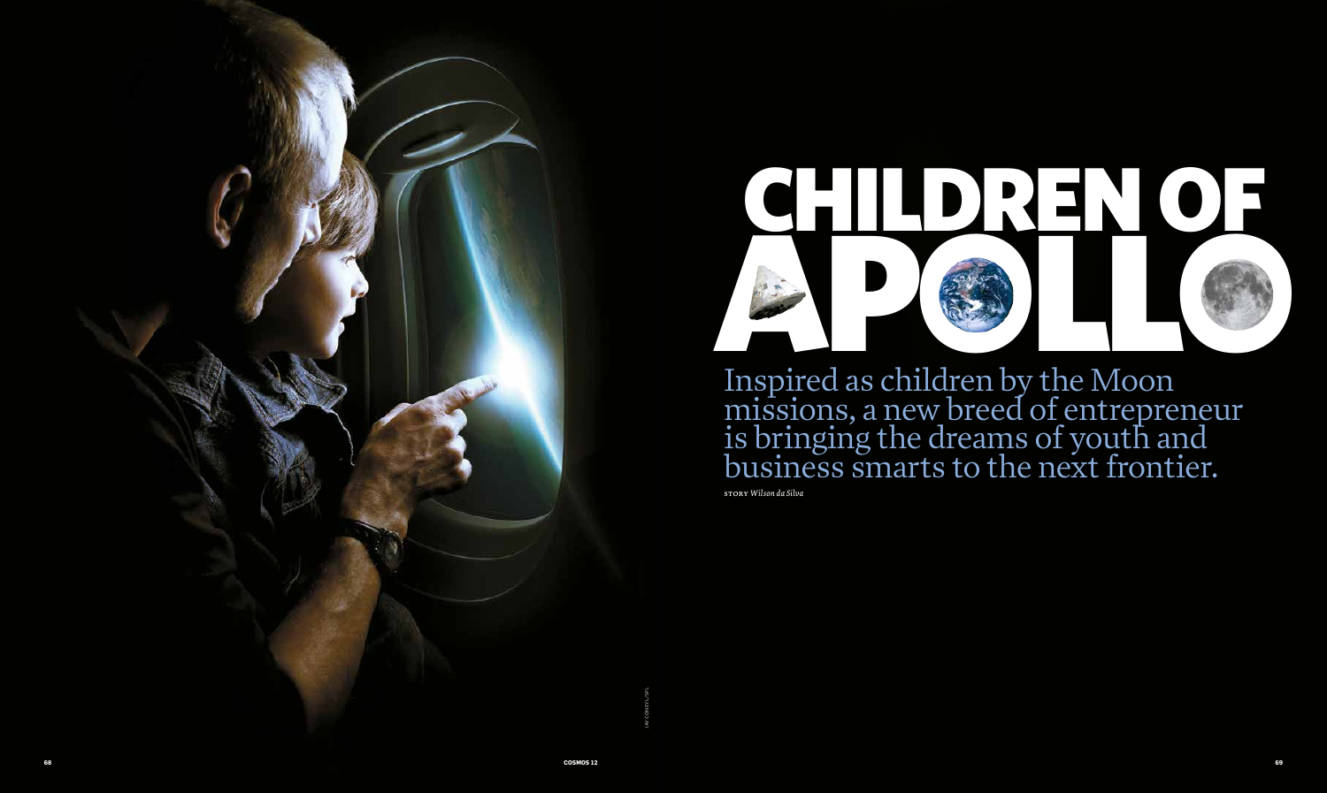# CHILDREN OF APOLLO

Inspired as children by the Moon missions, a new breed of entrepreneur is bringing the dreams of youth and business smarts to the next frontier.

STORY *Wilson da Silva*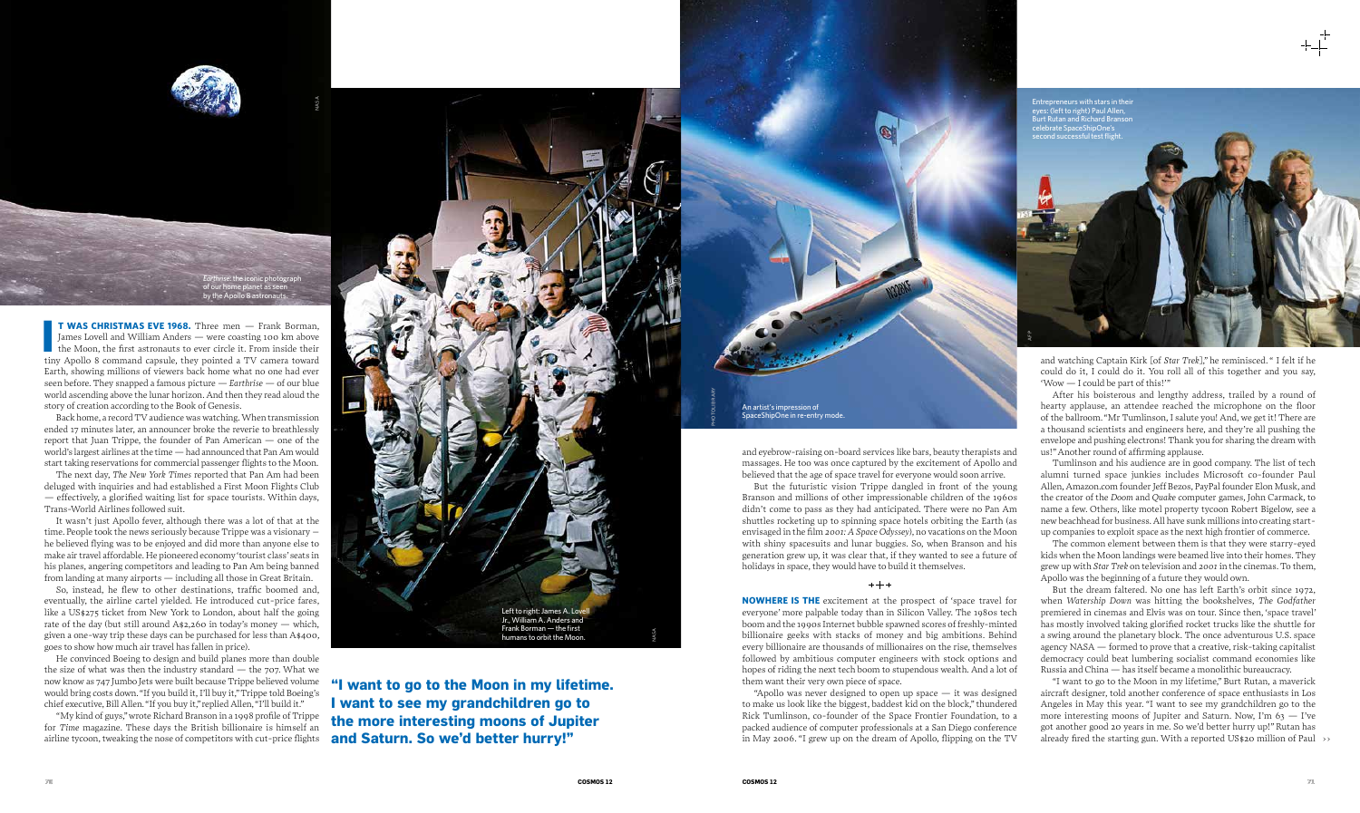*Earthrise*: the iconic photograph of our home planet as seen by the Apollo 8 astronauts.

**IT WAS CHRISTMAS EVE 1968.** Three men — Frank Borman, James Lovell and William Anders — were coasting 100 km above the Moon, the first astronauts to ever circle it. From inside their tiny Apollo 8 command capsule, they pointed a TV camera toward Earth, showing millions of viewers back home what no one had ever seen before. They snapped a famous picture — *Earthrise* — of our blue world ascending above the lunar horizon. And then they read aloud the story of creation according to the Book of Genesis.

Back home, a record TV audience was watching. When transmission ended 17 minutes later, an announcer broke the reverie to breathlessly report that Juan Trippe, the founder of Pan American — one of the world's largest airlines at the time — had announced that Pan Am would start taking reservations for commercial passenger flights to the Moon.

The next day, *The New York Times* reported that Pan Am had been deluged with inquiries and had established a First Moon Flights Club — effectively, a glorified waiting list for space tourists. Within days, Trans-World Airlines followed suit.

It wasn't just Apollo fever, although there was a lot of that at the time. People took the news seriously because Trippe was a visionary — he believed flying was to be enjoyed and did more than anyone else to make air travel affordable. He pioneered economy 'tourist class' seats in his planes, angering competitors and leading to Pan Am being banned from landing at many airports — including all those in Great Britain.

So, instead, he flew to other destinations, traffic boomed and, eventually, the airline cartel yielded. He introduced cut-price fares, like a US$275 ticket from New York to London, about half the going rate of the day (but still around A$2,260 in today's money — which, given a one-way trip these days can be purchased for less than A$400, goes to show how much air travel has fallen in price).

He convinced Boeing to design and build planes more than double the size of what was then the industry standard — the 707. What we now know as 747 Jumbo Jets were built because Trippe believed volume would bring costs down. "If you build it, I'll buy it," Trippe told Boeing's chief executive, Bill Allen. "If you buy it," replied Allen, "I'll build it."

"My kind of guys," wrote Richard Branson in a 1998 profile of Trippe for *Time* magazine. These days the British billionaire is himself an airline tycoon, tweaking the nose of competitors with cut-price flights and eyebrow-raising on-board services like bars, beauty therapists and massages. He too was once captured by the excitement of Apollo and believed that the age of space travel for everyone would soon arrive.

Left to right: James A. Lovell Jr., William A. Anders and Frank Borman — the first humans to orbit the Moon.

**"I want to go to the Moon in my lifetime. I want to see my grandchildren go to the more interesting moons of Jupiter and Saturn. So we'd better hurry!"**

An artist's impression of SpaceShipOne in re-entry mode.

But the futuristic vision Trippe dangled in front of the young Branson and millions of other impressionable children of the 1960s didn't come to pass as they had anticipated. There were no Pan Am shuttles rocketing up to spinning space hotels orbiting the Earth (as envisaged in the film *2001: A Space Odyssey*), no vacations on the Moon with shiny spacesuits and lunar buggies. So, when Branson and his generation grew up, it was clear that, if they wanted to see a future of holidays in space, they would have to build it themselves.

+++

**NOWHERE IS THE** excitement at the prospect of 'space travel for everyone' more palpable today than in Silicon Valley. The 1980s tech boom and the 1990s Internet bubble spawned scores of freshly-minted billionaire geeks with stacks of money and big ambitions. Behind every billionaire are thousands of millionaires on the rise, themselves followed by ambitious computer engineers with stock options and hopes of riding the next tech boom to stupendous wealth. And a lot of them want their very own piece of space.

"Apollo was never designed to open up space — it was designed to make us look like the biggest, baddest kid on the block," thundered Rick Tumlinson, co-founder of the Space Frontier Foundation, to a packed audience of computer professionals at a San Diego conference in May 2006. "I grew up on the dream of Apollo, flipping on the TV and watching Captain Kirk [of *Star Trek*]," he reminisced. "I felt if he could do it, I could do it. You roll all of this together and you say, 'Wow — I could be part of this!'"

Entrepreneurs with stars in their eyes: (left to right) Paul Allen, Burt Rutan and Richard Branson celebrate SpaceShipOne's second successful test flight.

After his boisterous and lengthy address, trailed by a round of hearty applause, an attendee reached the microphone on the floor of the ballroom. "Mr Tumlinson, I salute you! And, we get it! There are a thousand scientists and engineers here, and they're all pushing the envelope and pushing electrons! Thank you for sharing the dream with us!" Another round of affirming applause.

Tumlinson and his audience are in good company. The list of tech alumni turned space junkies includes Microsoft co-founder Paul Allen, Amazon.com founder Jeff Bezos, PayPal founder Elon Musk, and the creator of the *Doom* and *Quake* computer games, John Carmack, to name a few. Others, like motel property tycoon Robert Bigelow, see a new beachhead for business. All have sunk millions into creating start-up companies to exploit space as the next high frontier of commerce.

The common element between them is that they were starry-eyed kids when the Moon landings were beamed live into their homes. They grew up with *Star Trek* on television and *2001* in the cinemas. To them, Apollo was the beginning of a future they would own.

But the dream faltered. No one has left Earth's orbit since 1972, when *Watership Down* was hitting the bookshelves, *The Godfather* premiered in cinemas and Elvis was on tour. Since then, 'space travel' has mostly involved taking glorified rocket trucks like the shuttle for a swing around the planetary block. The once adventurous U.S. space agency NASA — formed to prove that a creative, risk-taking capitalist democracy could beat lumbering socialist command economies like Russia and China — has itself became a monolithic bureaucracy.

"I want to go to the Moon in my lifetime," Burt Rutan, a maverick aircraft designer, told another conference of space enthusiasts in Los Angeles in May this year. "I want to see my grandchildren go to the more interesting moons of Jupiter and Saturn. Now, I'm 63 — I've got another good 20 years in me. So we'd better hurry up!" Rutan has already fired the starting gun. With a reported US$20 million of Paul ››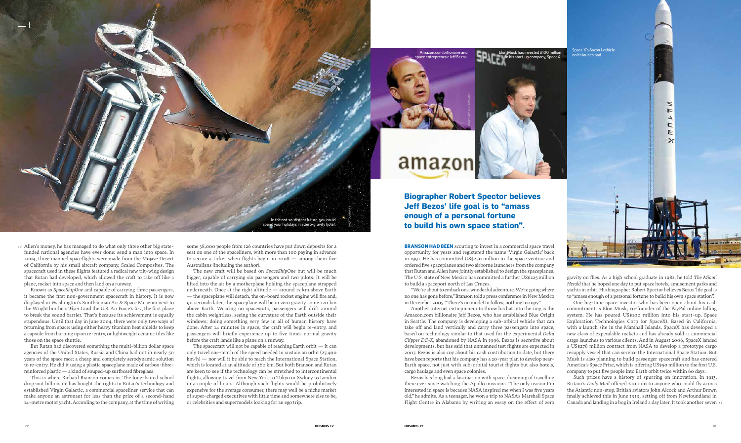Allen's money, he has managed to do what only three other big state-funded national agencies have ever done: send a man into space. In 2004, three manned spaceflights were made from the Mojave Desert of California by his small aircraft company, Scaled Composites. The spacecraft used in these flights featured a radical new tilt-wing design that Rutan had developed, which allowed the craft to take off like a plane, rocket into space and then land on a runway.

Known as *SpaceShipOne* and capable of carrying three passengers, it became the first non-government spacecraft in history. It is now displayed in Washington's Smithsonian Air & Space Museum next to the Wright brothers' *Flyer I* and the U.S. Air Force's *X-1*, the first plane to break the sound barrier. That's because its achievement is equally stupendous. Until that day in June 2004, there were only two ways of returning from space: using either heavy titanium heat shields to keep a capsule from burning up on re-entry, or lightweight ceramic tiles like those on the space shuttle.

But Rutan had discovered something the multi-billion dollar space agencies of the United States, Russia and China had not in nearly 50 years of the space race: a cheap and completely aerodynamic solution to re-entry. He did it using a plastic spaceplane made of carbon-fibre-reinforced plastic — a kind of souped-up surfboard fibreglass.

This is where Richard Branson comes in. The long-haired school drop-out billionaire has bought the rights to Rutan's technology and established Virgin Galactic, a commercial spaceliner service that can make anyone an astronaut for less than the price of a second-hand 14-metre motor yacht. According to the company, at the time of writing some 38,000 people from 126 countries have put down deposits for a seat on one of the spaceliners, with more than 100 paying in advance to secure a ticket when flights begin in 2008 — among them five Australians (including the author).

The new craft will be based on *SpaceShipOne* but will be much bigger, capable of carrying six passengers and two pilots. It will be lifted into the air by a motherplane holding the spaceplane strapped underneath. Once at the right altitude — around 17 km above Earth — the spaceplane will detach, the on-board rocket engine will fire and, 90 seconds later, the spaceplane will be in zero gravity some 120 km above Earth. Wearing no spacesuits, passengers will drift around the cabin weightless, seeing the curvature of the Earth outside their windows; doing something very few in all of human history have done. After 14 minutes in space, the craft will begin re-entry, and passengers will briefly experience up to five times normal gravity before the craft lands like a plane on a runway.

The spacecraft will not be capable of reaching Earth orbit — it can only travel one-tenth of the speed needed to sustain an orbit (27,400 km/h) — nor will it be able to reach the International Space Station, which is located at an altitude of 360 km. But both Branson and Rutan are keen to see if the technology can be stretched to intercontinental flights, allowing travel from New York to Tokyo or Sydney to London in a couple of hours. Although such flights would be prohibitively expensive for the average consumer, there may well be a niche market of super-charged executives with little time and somewhere else to be, or celebrities and supermodels looking for an ego trip.

In the not-so-distant future, you could spend your holidays in a zero-gravity hotel.

Amazon.com billionaire and space entrepreneur Jeff Bezos.

Elon Musk has invested $100 million in his start-up company, SpaceX.

Space X's *Falcon 1* vehicle on its launch pad.

**Biographer Robert Spector believes Jeff Bezos' life goal is to "amass enough of a personal fortune to build his own space station".**

**BRANSON HAD BEEN** scouting to invest in a commercial space travel opportunity for years and registered the name 'Virgin Galactic' back in 1991. He has committed US$250 million to the space venture and ordered five spaceplanes and two airborne launchers from the company that Rutan and Allen have jointly established to design the spaceplanes. The U.S. state of New Mexico has committed a further US$225 million to build a spaceport north of Las Cruces.

"We're about to embark on a wonderful adventure. We're going where no one has gone before," Branson told a press conference in New Mexico in December 2005. "There's no model to follow, nothing to copy."

Another Internet entrepreneur to throw his hat into the ring is the Amazon.com billionaire Jeff Bezos, who has established Blue Origin in Seattle. The company is developing a sub-orbital vehicle that can take off and land vertically and carry three passengers into space, based on technology similar to that used for the experimental *Delta Clipper DC-X*, abandoned by NASA in 1996. Bezos is secretive about developments, but has said that unmanned test flights are expected in 2007. Bezos is also coy about his cash contribution to date, but there have been reports that his company has a 20-year plan to develop near-Earth space, not just with sub-orbital tourist flights but also hotels, cargo haulage and even space colonies.

Bezos has long had a fascination with space, dreaming of travelling there ever since watching the Apollo missions. "The only reason I'm interested in space is because NASA inspired me when I was five years old," he admits. As a teenager, he won a trip to NASA's Marshall Space Flight Centre in Alabama by writing an essay on the effect of zero gravity on flies. As a high school graduate in 1982, he told *The Miami Herald* that he hoped one day to put space hotels, amusement parks and yachts in orbit. His biographer Robert Spector believes Bezos' life goal is to "amass enough of a personal fortune to build his own space station".

One big-time space investor who has been open about his cash commitment is Elon Musk, co-founder of the PayPal online billing system. He has poured US$100 million into his start-up, Space Exploration Technologies Corp (or SpaceX). Based in California, with a launch site in the Marshall Islands, SpaceX has developed a new class of expendable rockets and has already sold 11 commercial cargo launches to various clients. And in August 2006, SpaceX landed a US$278 million contract from NASA to develop a prototype cargo resupply vessel that can service the International Space Station. But Musk is also planning to build passenger spacecraft and has entered America's Space Prize, which is offering US$50 million to the first U.S. company to put five people into Earth orbit twice within 60 days.

Such prizes have a history of spurring on innovation. In 1913, Britain's *Daily Mail* offered £10,000 to anyone who could fly across the Atlantic non-stop. British aviators John Alcock and Arthur Brown finally achieved this in June 1919, setting off from Newfoundland in Canada and landing in a bog in Ireland a day later. It took another seven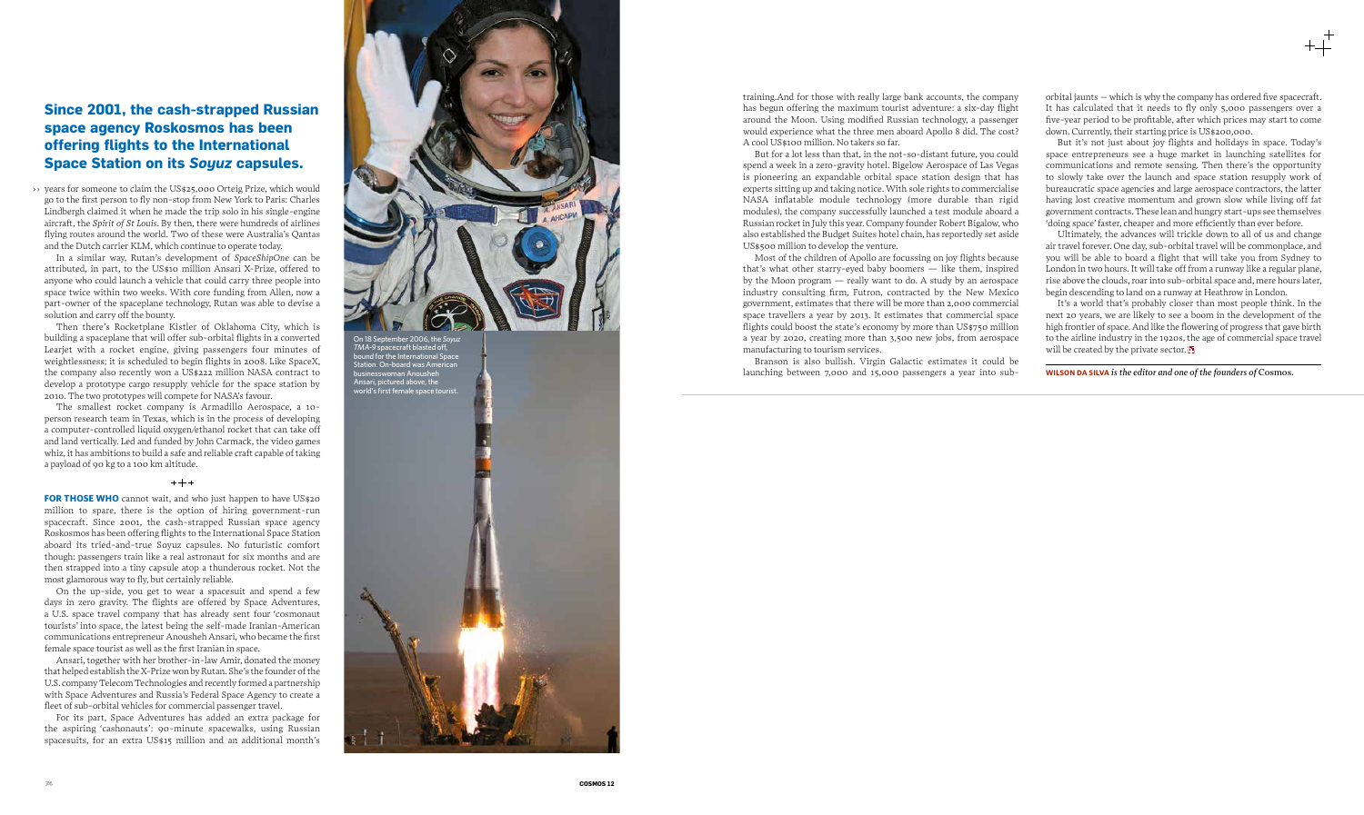## Since 2001, the cash-strapped Russian space agency Roskosmos has been offering flights to the International Space Station on its *Soyuz* capsules.

›› years for someone to claim the US$25,000 Orteig Prize, which would go to the first person to fly non-stop from New York to Paris: Charles Lindbergh claimed it when he made the trip solo in his single-engine aircraft, the *Spirit of St Louis*. By then, there were hundreds of airlines flying routes around the world. Two of these were Australia's Qantas and the Dutch carrier KLM, which continue to operate today.

In a similar way, Rutan's development of *SpaceShipOne* can be attributed, in part, to the US$10 million Ansari X-Prize, offered to anyone who could launch a vehicle that could carry three people into space twice within two weeks. With core funding from Allen, now a part-owner of the spaceplane technology, Rutan was able to devise a solution and carry off the bounty.

Then there's Rocketplane Kistler of Oklahoma City, which is building a spaceplane that will offer sub-orbital flights in a converted Learjet with a rocket engine, giving passengers four minutes of weightlessness; it is scheduled to begin flights in 2008. Like SpaceX, the company also recently won a US$222 million NASA contract to develop a prototype cargo resupply vehicle for the space station by 2010. The two prototypes will compete for NASA's favour.

The smallest rocket company is Armadillo Aerospace, a 10-person research team in Texas, which is in the process of developing a computer-controlled liquid oxygen/ethanol rocket that can take off and land vertically. Led and funded by John Carmack, the video games whiz, it has ambitions to build a safe and reliable craft capable of taking a payload of 90 kg to a 100 km altitude.

+++

**FOR THOSE WHO** cannot wait, and who just happen to have US$20 million to spare, there is the option of hiring government-run spacecraft. Since 2001, the cash-strapped Russian space agency Roskosmos has been offering flights to the International Space Station aboard its tried-and-true Soyuz capsules. No futuristic comfort though: passengers train like a real astronaut for six months and are then strapped into a tiny capsule atop a thunderous rocket. Not the most glamorous way to fly, but certainly reliable.

On the up-side, you get to wear a spacesuit and spend a few days in zero gravity. The flights are offered by Space Adventures, a U.S. space travel company that has already sent four 'cosmonaut tourists' into space, the latest being the self-made Iranian-American communications entrepreneur Anousheh Ansari, who became the first female space tourist as well as the first Iranian in space.

Ansari, together with her brother-in-law Amir, donated the money that helped establish the X-Prize won by Rutan. She's the founder of the U.S. company Telecom Technologies and recently formed a partnership with Space Adventures and Russia's Federal Space Agency to create a fleet of sub-orbital vehicles for commercial passenger travel.

For its part, Space Adventures has added an extra package for the aspiring 'cashonauts': 90-minute spacewalks, using Russian spacesuits, for an extra US$15 million and an additional month's training. And for those with really large bank accounts, the company has begun offering the maximum tourist adventure: a six-day flight around the Moon. Using modified Russian technology, a passenger would experience what the three men aboard Apollo 8 did. The cost? A cool US$100 million. No takers so far.

But for a lot less than that, in the not-so-distant future, you could spend a week in a zero-gravity hotel. Bigelow Aerospace of Las Vegas is pioneering an expandable orbital space station design that has experts sitting up and taking notice. With sole rights to commercialise NASA inflatable module technology (more durable than rigid modules), the company successfully launched a test module aboard a Russian rocket in July this year. Company founder Robert Bigalow, who also established the Budget Suites hotel chain, has reportedly set aside US$500 million to develop the venture.

Most of the children of Apollo are focussing on joy flights because that's what other starry-eyed baby boomers — like them, inspired by the Moon program — really want to do. A study by an aerospace industry consulting firm, Futron, contracted by the New Mexico government, estimates that there will be more than 2,000 commercial space travellers a year by 2013. It estimates that commercial space flights could boost the state's economy by more than US$750 million a year by 2020, creating more than 3,500 new jobs, from aerospace manufacturing to tourism services.

Branson is also bullish. Virgin Galactic estimates it could be launching between 7,000 and 15,000 passengers a year into sub-orbital jaunts — which is why the company has ordered five spacecraft. It has calculated that it needs to fly only 5,000 passengers over a five-year period to be profitable, after which prices may start to come down. Currently, their starting price is US$200,000.

But it's not just about joy flights and holidays in space. Today's space entrepreneurs see a huge market in launching satellites for communications and remote sensing. Then there's the opportunity to slowly take over the launch and space station resupply work of bureaucratic space agencies and large aerospace contractors, the latter having lost creative momentum and grown slow while living off fat government contracts. These lean and hungry start-ups see themselves 'doing space' faster, cheaper and more efficiently than ever before.

Ultimately, the advances will trickle down to all of us and change air travel forever. One day, sub-orbital travel will be commonplace, and you will be able to board a flight that will take you from Sydney to London in two hours. It will take off from a runway like a regular plane, rise above the clouds, roar into sub-orbital space and, mere hours later, begin descending to land on a runway at Heathrow in London.

It's a world that's probably closer than most people think. In the next 20 years, we are likely to see a boom in the development of the high frontier of space. And like the flowering of progress that gave birth to the airline industry in the 1920s, the age of commercial space travel will be created by the private sector.

**WILSON DA SILVA** *is the editor and one of the founders of* Cosmos.

On 18 September 2006, the *Soyuz TMA-9* spacecraft blasted off, bound for the International Space Station. On-board was American businesswoman Anousheh Ansari, pictured above, the world's first female space tourist.